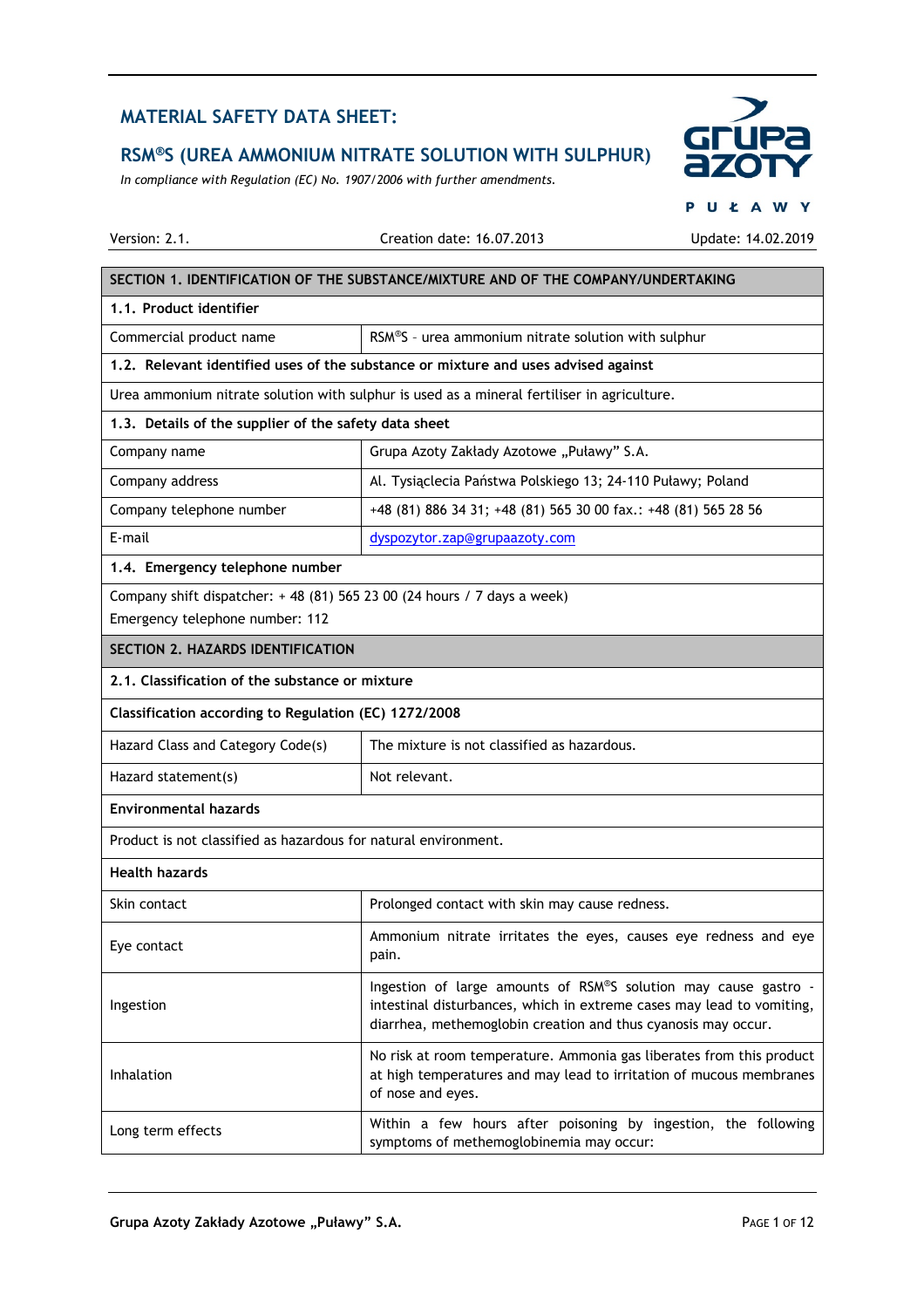# MATERIAL SAFETY DATA SHEET:

## RSM®S (UREA AMMONIUM NITRATE SOLUTION WITH SULPHUR)

*In compliance with Regulation (EC) No. 1907/2006 with further amendments.*

Version: 2.1. | Creation date: 16.07.2013 | Update: 14.02.2019

| SECTION 1. IDENTIFICATION OF THE SUBSTANCE/MIXTURE AND OF THE COMPANY/UNDERTAKING | |
|---|---|
| **1.1. Product identifier** | |
| Commercial product name | RSM®S – urea ammonium nitrate solution with sulphur |
| **1.2. Relevant identified uses of the substance or mixture and uses advised against** | |
| Urea ammonium nitrate solution with sulphur is used as a mineral fertiliser in agriculture. | |
| **1.3. Details of the supplier of the safety data sheet** | |
| Company name | Grupa Azoty Zakłady Azotowe „Puławy" S.A. |
| Company address | Al. Tysiąclecia Państwa Polskiego 13; 24-110 Puławy; Poland |
| Company telephone number | +48 (81) 886 34 31; +48 (81) 565 30 00 fax.: +48 (81) 565 28 56 |
| E-mail | dyspozytor.zap@grupaazoty.com |
| **1.4. Emergency telephone number** | |
| Company shift dispatcher: + 48 (81) 565 23 00 (24 hours / 7 days a week)<br>Emergency telephone number: 112 | |

| SECTION 2. HAZARDS IDENTIFICATION | |
|---|---|
| **2.1. Classification of the substance or mixture** | |
| **Classification according to Regulation (EC) 1272/2008** | |
| Hazard Class and Category Code(s) | The mixture is not classified as hazardous. |
| Hazard statement(s) | Not relevant. |
| **Environmental hazards** | |
| Product is not classified as hazardous for natural environment. | |
| **Health hazards** | |
| Skin contact | Prolonged contact with skin may cause redness. |
| Eye contact | Ammonium nitrate irritates the eyes, causes eye redness and eye pain. |
| Ingestion | Ingestion of large amounts of RSM®S solution may cause gastro - intestinal disturbances, which in extreme cases may lead to vomiting, diarrhea, methemoglobin creation and thus cyanosis may occur. |
| Inhalation | No risk at room temperature. Ammonia gas liberates from this product at high temperatures and may lead to irritation of mucous membranes of nose and eyes. |
| Long term effects | Within a few hours after poisoning by ingestion, the following symptoms of methemoglobinemia may occur: |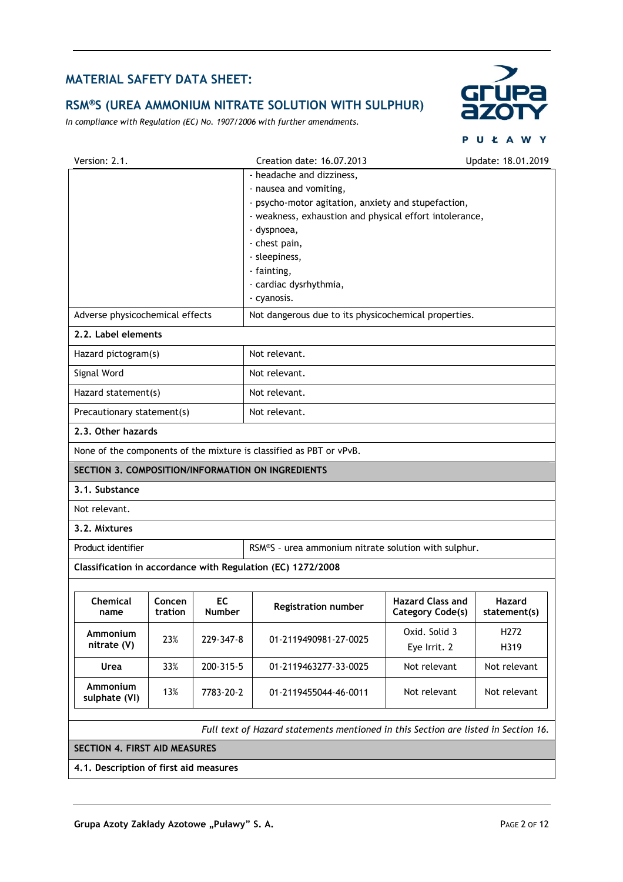| | |
|---|---|
| | - headache and dizziness,<br>- nausea and vomiting,<br>- psycho-motor agitation, anxiety and stupefaction,<br>- weakness, exhaustion and physical effort intolerance,<br>- dyspnoea,<br>- chest pain,<br>- sleepiness,<br>- fainting,<br>- cardiac dysrhythmia,<br>- cyanosis. |
| Adverse physicochemical effects | Not dangerous due to its physicochemical properties. |

**2.2. Label elements**

| | |
|---|---|
| Hazard pictogram(s) | Not relevant. |
| Signal Word | Not relevant. |
| Hazard statement(s) | Not relevant. |
| Precautionary statement(s) | Not relevant. |

**2.3. Other hazards**

None of the components of the mixture is classified as PBT or vPvB.

## SECTION 3. COMPOSITION/INFORMATION ON INGREDIENTS

**3.1. Substance**

Not relevant.

**3.2. Mixtures**

| | |
|---|---|
| Product identifier | RSM®S – urea ammonium nitrate solution with sulphur. |

**Classification in accordance with Regulation (EC) 1272/2008**

| Chemical name | Concentration | EC Number | Registration number | Hazard Class and Category Code(s) | Hazard statement(s) |
|---|---|---|---|---|---|
| Ammonium nitrate (V) | 23% | 229-347-8 | 01-2119490981-27-0025 | Oxid. Solid 3<br>Eye Irrit. 2 | H272<br>H319 |
| Urea | 33% | 200-315-5 | 01-2119463277-33-0025 | Not relevant | Not relevant |
| Ammonium sulphate (VI) | 13% | 7783-20-2 | 01-2119455044-46-0011 | Not relevant | Not relevant |

*Full text of Hazard statements mentioned in this Section are listed in Section 16.*

## SECTION 4. FIRST AID MEASURES

**4.1. Description of first aid measures**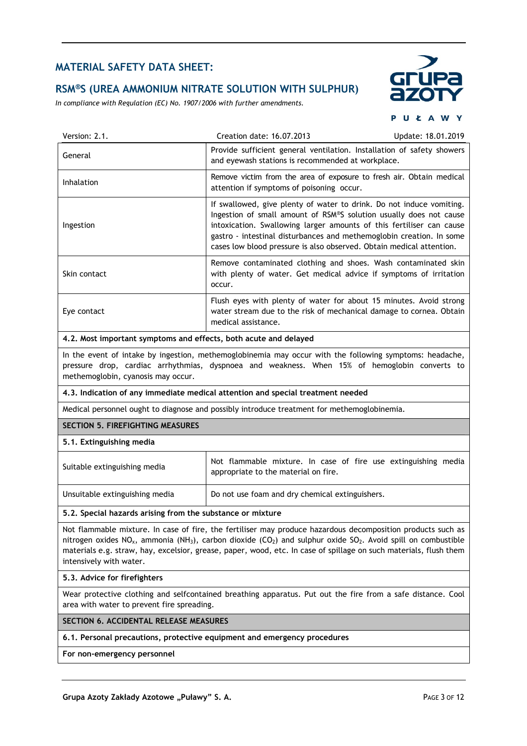| | |
|---|---|
| General | Provide sufficient general ventilation. Installation of safety showers and eyewash stations is recommended at workplace. |
| Inhalation | Remove victim from the area of exposure to fresh air. Obtain medical attention if symptoms of poisoning occur. |
| Ingestion | If swallowed, give plenty of water to drink. Do not induce vomiting. Ingestion of small amount of RSM®S solution usually does not cause intoxication. Swallowing larger amounts of this fertiliser can cause gastro - intestinal disturbances and methemoglobin creation. In some cases low blood pressure is also observed. Obtain medical attention. |
| Skin contact | Remove contaminated clothing and shoes. Wash contaminated skin with plenty of water. Get medical advice if symptoms of irritation occur. |
| Eye contact | Flush eyes with plenty of water for about 15 minutes. Avoid strong water stream due to the risk of mechanical damage to cornea. Obtain medical assistance. |

**4.2. Most important symptoms and effects, both acute and delayed**

In the event of intake by ingestion, methemoglobinemia may occur with the following symptoms: headache, pressure drop, cardiac arrhythmias, dyspnoea and weakness. When 15% of hemoglobin converts to methemoglobin, cyanosis may occur.

**4.3. Indication of any immediate medical attention and special treatment needed**

Medical personnel ought to diagnose and possibly introduce treatment for methemoglobinemia.

## SECTION 5. FIREFIGHTING MEASURES

**5.1. Extinguishing media**

| | |
|---|---|
| Suitable extinguishing media | Not flammable mixture. In case of fire use extinguishing media appropriate to the material on fire. |
| Unsuitable extinguishing media | Do not use foam and dry chemical extinguishers. |

**5.2. Special hazards arising from the substance or mixture**

Not flammable mixture. In case of fire, the fertiliser may produce hazardous decomposition products such as nitrogen oxides $NO_x$, ammonia ($NH_3$), carbon dioxide ($CO_2$) and sulphur oxide $SO_2$. Avoid spill on combustible materials e.g. straw, hay, excelsior, grease, paper, wood, etc. In case of spillage on such materials, flush them intensively with water.

**5.3. Advice for firefighters**

Wear protective clothing and selfcontained breathing apparatus. Put out the fire from a safe distance. Cool area with water to prevent fire spreading.

## SECTION 6. ACCIDENTAL RELEASE MEASURES

**6.1. Personal precautions, protective equipment and emergency procedures**

**For non-emergency personnel**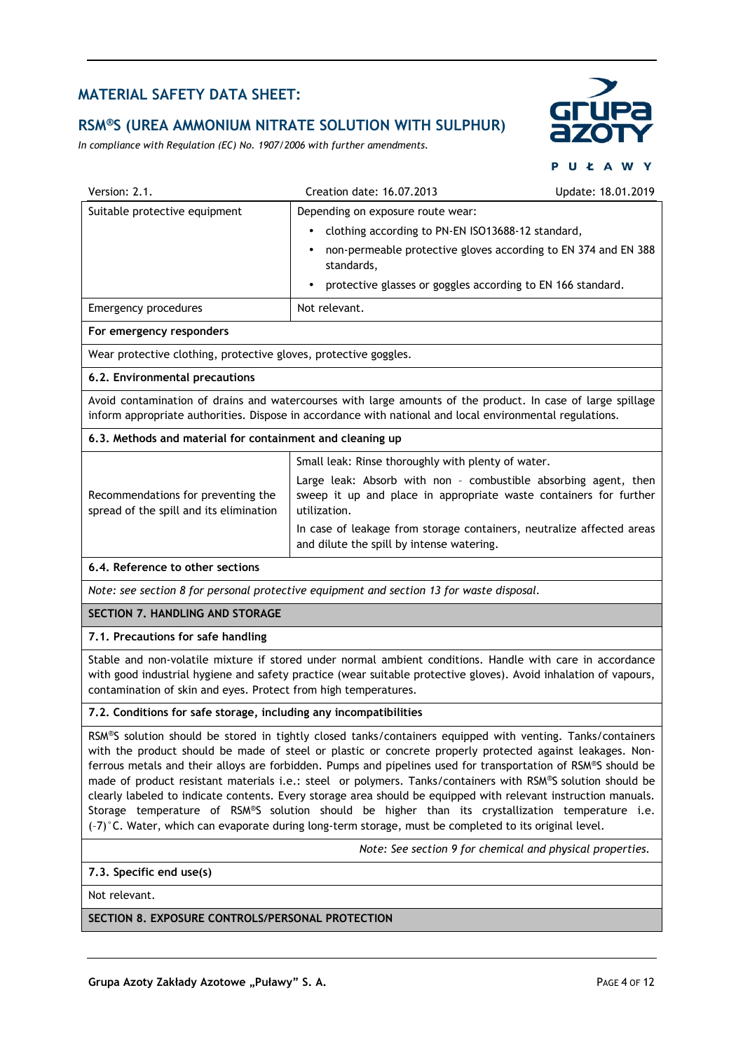| Suitable protective equipment | Depending on exposure route wear:<br>• clothing according to PN-EN ISO13688-12 standard,<br>• non-permeable protective gloves according to EN 374 and EN 388 standards,<br>• protective glasses or goggles according to EN 166 standard. |
|---|---|
| Emergency procedures | Not relevant. |

**For emergency responders**

Wear protective clothing, protective gloves, protective goggles.

**6.2. Environmental precautions**

Avoid contamination of drains and watercourses with large amounts of the product. In case of large spillage inform appropriate authorities. Dispose in accordance with national and local environmental regulations.

**6.3. Methods and material for containment and cleaning up**

| Recommendations for preventing the spread of the spill and its elimination | Small leak: Rinse thoroughly with plenty of water.<br>Large leak: Absorb with non – combustible absorbing agent, then sweep it up and place in appropriate waste containers for further utilization.<br>In case of leakage from storage containers, neutralize affected areas and dilute the spill by intense watering. |
|---|---|

**6.4. Reference to other sections**

*Note: see section 8 for personal protective equipment and section 13 for waste disposal.*

## SECTION 7. HANDLING AND STORAGE

**7.1. Precautions for safe handling**

Stable and non-volatile mixture if stored under normal ambient conditions. Handle with care in accordance with good industrial hygiene and safety practice (wear suitable protective gloves). Avoid inhalation of vapours, contamination of skin and eyes. Protect from high temperatures.

**7.2. Conditions for safe storage, including any incompatibilities**

RSM®S solution should be stored in tightly closed tanks/containers equipped with venting. Tanks/containers with the product should be made of steel or plastic or concrete properly protected against leakages. Non-ferrous metals and their alloys are forbidden. Pumps and pipelines used for transportation of RSM®S should be made of product resistant materials i.e.: steel or polymers. Tanks/containers with RSM®S solution should be clearly labeled to indicate contents. Every storage area should be equipped with relevant instruction manuals. Storage temperature of RSM®S solution should be higher than its crystallization temperature i.e. (-7)°C. Water, which can evaporate during long-term storage, must be completed to its original level.

*Note: See section 9 for chemical and physical properties.*

**7.3. Specific end use(s)**

Not relevant.

## SECTION 8. EXPOSURE CONTROLS/PERSONAL PROTECTION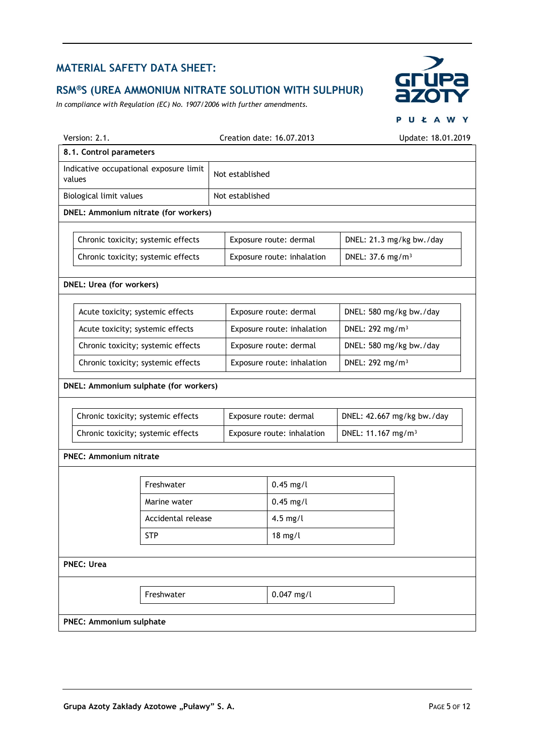| Version: 2.1. | Creation date: 16.07.2013 | Update: 18.01.2019 |
|---|---|---|

**8.1. Control parameters**

| | |
|---|---|
| Indicative occupational exposure limit values | Not established |
| Biological limit values | Not established |

**DNEL: Ammonium nitrate (for workers)**

| | | |
|---|---|---|
| Chronic toxicity; systemic effects | Exposure route: dermal | DNEL: 21.3 mg/kg bw./day |
| Chronic toxicity; systemic effects | Exposure route: inhalation | DNEL: 37.6 mg/m$^3$ |

**DNEL: Urea (for workers)**

| | | |
|---|---|---|
| Acute toxicity; systemic effects | Exposure route: dermal | DNEL: 580 mg/kg bw./day |
| Acute toxicity; systemic effects | Exposure route: inhalation | DNEL: 292 mg/m$^3$ |
| Chronic toxicity; systemic effects | Exposure route: dermal | DNEL: 580 mg/kg bw./day |
| Chronic toxicity; systemic effects | Exposure route: inhalation | DNEL: 292 mg/m$^3$ |

**DNEL: Ammonium sulphate (for workers)**

| | | |
|---|---|---|
| Chronic toxicity; systemic effects | Exposure route: dermal | DNEL: 42.667 mg/kg bw./day |
| Chronic toxicity; systemic effects | Exposure route: inhalation | DNEL: 11.167 mg/m$^3$ |

**PNEC: Ammonium nitrate**

| | |
|---|---|
| Freshwater | 0.45 mg/l |
| Marine water | 0.45 mg/l |
| Accidental release | 4.5 mg/l |
| STP | 18 mg/l |

**PNEC: Urea**

| | |
|---|---|
| Freshwater | 0.047 mg/l |

**PNEC: Ammonium sulphate**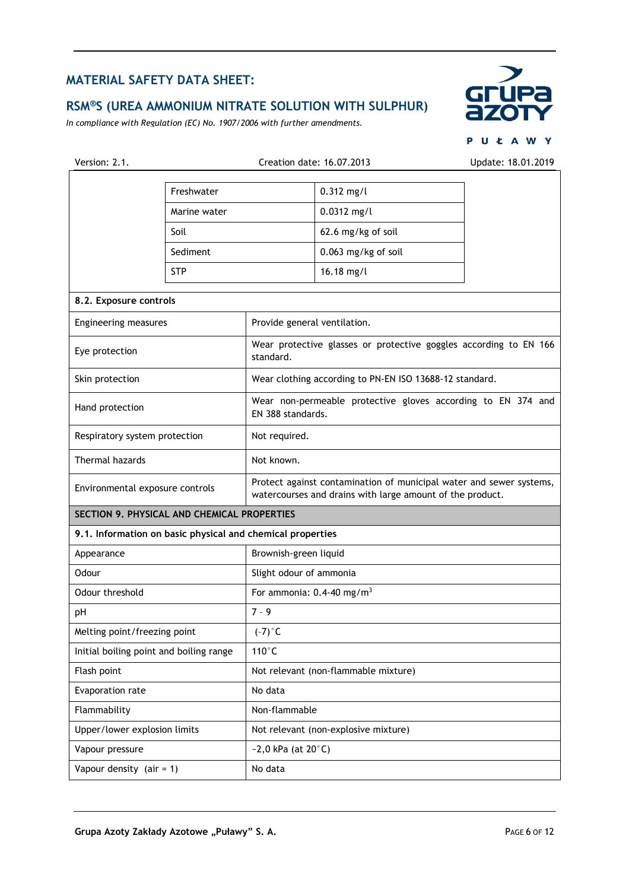| | |
|---|---|
| Freshwater | 0.312 mg/l |
| Marine water | 0.0312 mg/l |
| Soil | 62.6 mg/kg of soil |
| Sediment | 0.063 mg/kg of soil |
| STP | 16.18 mg/l |

**8.2. Exposure controls**

| | |
|---|---|
| Engineering measures | Provide general ventilation. |
| Eye protection | Wear protective glasses or protective goggles according to EN 166 standard. |
| Skin protection | Wear clothing according to PN-EN ISO 13688-12 standard. |
| Hand protection | Wear non-permeable protective gloves according to EN 374 and EN 388 standards. |
| Respiratory system protection | Not required. |
| Thermal hazards | Not known. |
| Environmental exposure controls | Protect against contamination of municipal water and sewer systems, watercourses and drains with large amount of the product. |

## SECTION 9. PHYSICAL AND CHEMICAL PROPERTIES

**9.1. Information on basic physical and chemical properties**

| | |
|---|---|
| Appearance | Brownish-green liquid |
| Odour | Slight odour of ammonia |
| Odour threshold | For ammonia: 0.4-40 mg/m$^3$ |
| pH | 7 - 9 |
| Melting point/freezing point | (-7)°C |
| Initial boiling point and boiling range | 110°C |
| Flash point | Not relevant (non-flammable mixture) |
| Evaporation rate | No data |
| Flammability | Non-flammable |
| Upper/lower explosion limits | Not relevant (non-explosive mixture) |
| Vapour pressure | ~2,0 kPa (at 20°C) |
| Vapour density (air = 1) | No data |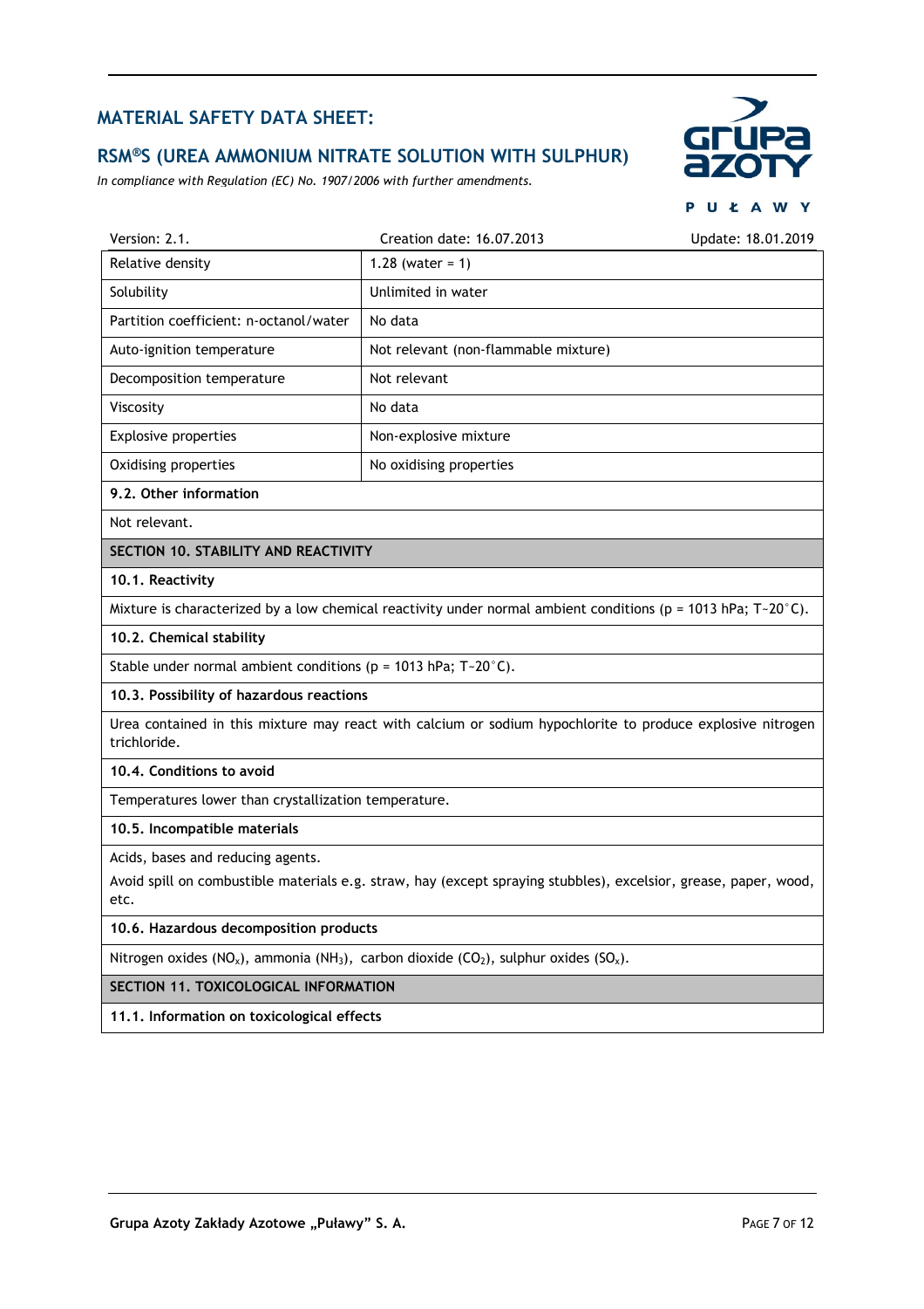| | |
|---|---|
| Relative density | 1.28 (water = 1) |
| Solubility | Unlimited in water |
| Partition coefficient: n-octanol/water | No data |
| Auto-ignition temperature | Not relevant (non-flammable mixture) |
| Decomposition temperature | Not relevant |
| Viscosity | No data |
| Explosive properties | Non-explosive mixture |
| Oxidising properties | No oxidising properties |

**9.2. Other information**

Not relevant.

## SECTION 10. STABILITY AND REACTIVITY

**10.1. Reactivity**

Mixture is characterized by a low chemical reactivity under normal ambient conditions (p = 1013 hPa; T~20°C).

**10.2. Chemical stability**

Stable under normal ambient conditions (p = 1013 hPa; T~20°C).

**10.3. Possibility of hazardous reactions**

Urea contained in this mixture may react with calcium or sodium hypochlorite to produce explosive nitrogen trichloride.

**10.4. Conditions to avoid**

Temperatures lower than crystallization temperature.

**10.5. Incompatible materials**

Acids, bases and reducing agents.

Avoid spill on combustible materials e.g. straw, hay (except spraying stubbles), excelsior, grease, paper, wood, etc.

**10.6. Hazardous decomposition products**

Nitrogen oxides ($NO_x$), ammonia ($NH_3$), carbon dioxide ($CO_2$), sulphur oxides ($SO_x$).

## SECTION 11. TOXICOLOGICAL INFORMATION

**11.1. Information on toxicological effects**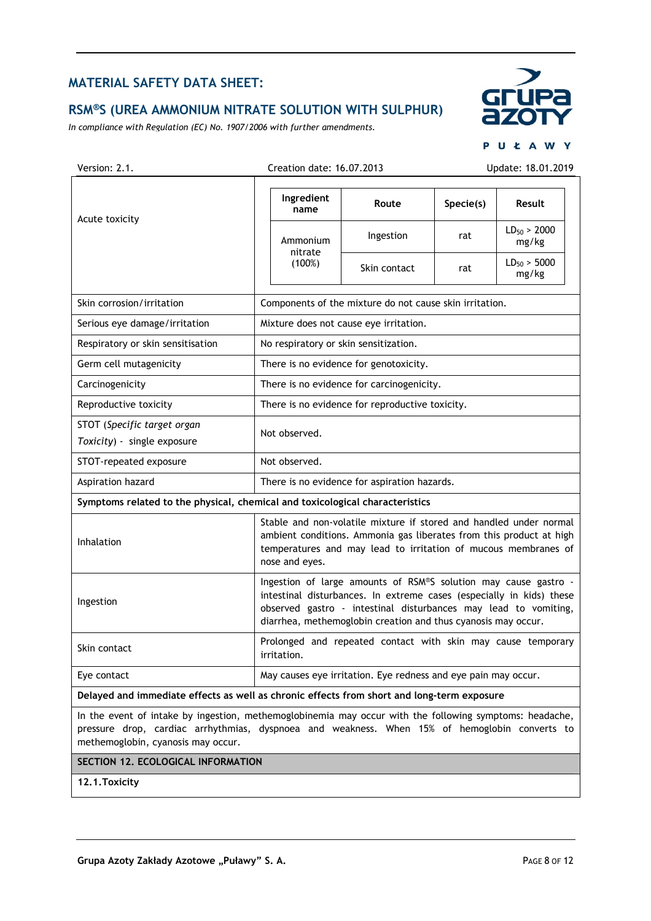| | |
|---|---|
| Acute toxicity | <table><tr><th>Ingredient name</th><th>Route</th><th>Specie(s)</th><th>Result</th></tr><tr><td rowspan="2">Ammonium nitrate (100%)</td><td>Ingestion</td><td>rat</td><td>$LD_{50}$ > 2000 mg/kg</td></tr><tr><td>Skin contact</td><td>rat</td><td>$LD_{50}$ > 5000 mg/kg</td></tr></table> |
| Skin corrosion/irritation | Components of the mixture do not cause skin irritation. |
| Serious eye damage/irritation | Mixture does not cause eye irritation. |
| Respiratory or skin sensitisation | No respiratory or skin sensitization. |
| Germ cell mutagenicity | There is no evidence for genotoxicity. |
| Carcinogenicity | There is no evidence for carcinogenicity. |
| Reproductive toxicity | There is no evidence for reproductive toxicity. |
| STOT (*Specific target organ Toxicity*) - single exposure | Not observed. |
| STOT-repeated exposure | Not observed. |
| Aspiration hazard | There is no evidence for aspiration hazards. |

**Symptoms related to the physical, chemical and toxicological characteristics**

| | |
|---|---|
| Inhalation | Stable and non-volatile mixture if stored and handled under normal ambient conditions. Ammonia gas liberates from this product at high temperatures and may lead to irritation of mucous membranes of nose and eyes. |
| Ingestion | Ingestion of large amounts of RSM®S solution may cause gastro - intestinal disturbances. In extreme cases (especially in kids) these observed gastro - intestinal disturbances may lead to vomiting, diarrhea, methemoglobin creation and thus cyanosis may occur. |
| Skin contact | Prolonged and repeated contact with skin may cause temporary irritation. |
| Eye contact | May causes eye irritation. Eye redness and eye pain may occur. |

**Delayed and immediate effects as well as chronic effects from short and long-term exposure**

In the event of intake by ingestion, methemoglobinemia may occur with the following symptoms: headache, pressure drop, cardiac arrhythmias, dyspnoea and weakness. When 15% of hemoglobin converts to methemoglobin, cyanosis may occur.

## SECTION 12. ECOLOGICAL INFORMATION

### 12.1. Toxicity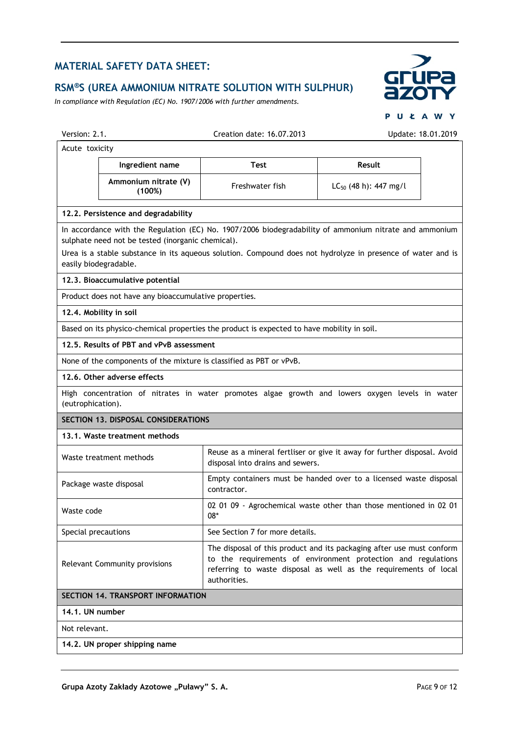Acute toxicity

| Ingredient name | Test | Result |
|---|---|---|
| Ammonium nitrate (V) (100%) | Freshwater fish | $LC_{50}$ (48 h): 447 mg/l |

### 12.2. Persistence and degradability

In accordance with the Regulation (EC) No. 1907/2006 biodegradability of ammonium nitrate and ammonium sulphate need not be tested (inorganic chemical).

Urea is a stable substance in its aqueous solution. Compound does not hydrolyze in presence of water and is easily biodegradable.

### 12.3. Bioaccumulative potential

Product does not have any bioaccumulative properties.

### 12.4. Mobility in soil

Based on its physico-chemical properties the product is expected to have mobility in soil.

### 12.5. Results of PBT and vPvB assessment

None of the components of the mixture is classified as PBT or vPvB.

### 12.6. Other adverse effects

High concentration of nitrates in water promotes algae growth and lowers oxygen levels in water (eutrophication).

## SECTION 13. DISPOSAL CONSIDERATIONS

### 13.1. Waste treatment methods

| | |
|---|---|
| Waste treatment methods | Reuse as a mineral fertliser or give it away for further disposal. Avoid disposal into drains and sewers. |
| Package waste disposal | Empty containers must be handed over to a licensed waste disposal contractor. |
| Waste code | 02 01 09 - Agrochemical waste other than those mentioned in 02 01 08* |
| Special precautions | See Section 7 for more details. |
| Relevant Community provisions | The disposal of this product and its packaging after use must conform to the requirements of environment protection and regulations referring to waste disposal as well as the requirements of local authorities. |

## SECTION 14. TRANSPORT INFORMATION

### 14.1. UN number

Not relevant.

### 14.2. UN proper shipping name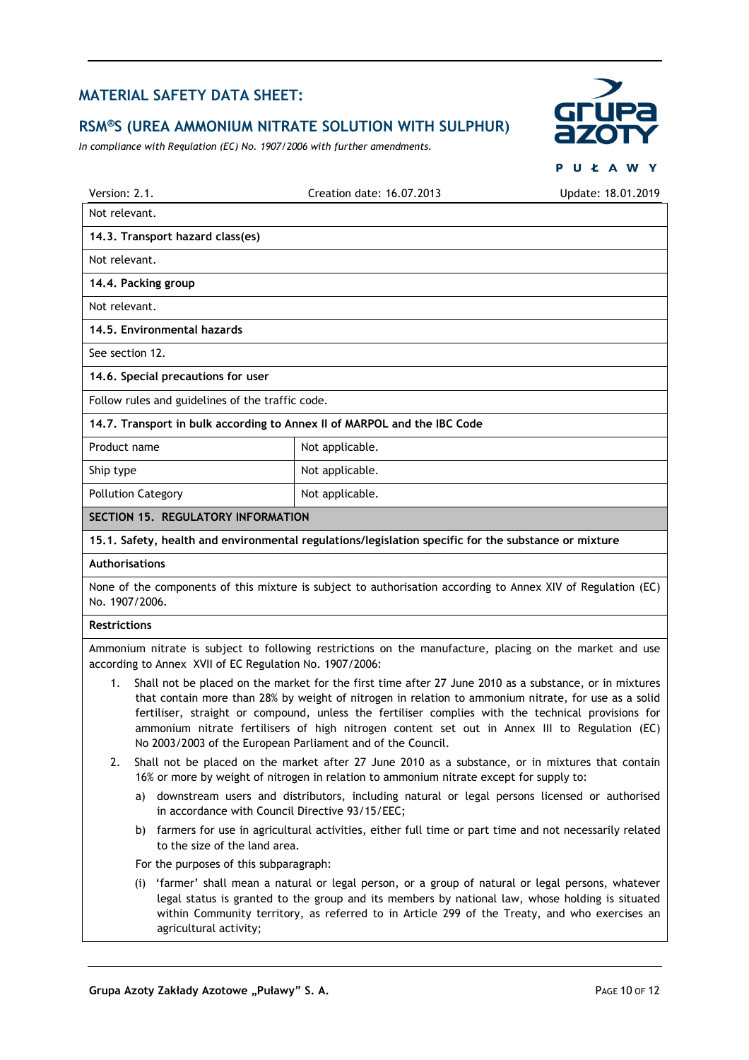Not relevant.

**14.3. Transport hazard class(es)**

Not relevant.

**14.4. Packing group**

Not relevant.

**14.5. Environmental hazards**

See section 12.

**14.6. Special precautions for user**

Follow rules and guidelines of the traffic code.

**14.7. Transport in bulk according to Annex II of MARPOL and the IBC Code**

| | |
|---|---|
| Product name | Not applicable. |
| Ship type | Not applicable. |
| Pollution Category | Not applicable. |

## SECTION 15. REGULATORY INFORMATION

**15.1. Safety, health and environmental regulations/legislation specific for the substance or mixture**

**Authorisations**

None of the components of this mixture is subject to authorisation according to Annex XIV of Regulation (EC) No. 1907/2006.

**Restrictions**

Ammonium nitrate is subject to following restrictions on the manufacture, placing on the market and use according to Annex XVII of EC Regulation No. 1907/2006:

1. Shall not be placed on the market for the first time after 27 June 2010 as a substance, or in mixtures that contain more than 28% by weight of nitrogen in relation to ammonium nitrate, for use as a solid fertiliser, straight or compound, unless the fertiliser complies with the technical provisions for ammonium nitrate fertilisers of high nitrogen content set out in Annex III to Regulation (EC) No 2003/2003 of the European Parliament and of the Council.
2. Shall not be placed on the market after 27 June 2010 as a substance, or in mixtures that contain 16% or more by weight of nitrogen in relation to ammonium nitrate except for supply to:
   a) downstream users and distributors, including natural or legal persons licensed or authorised in accordance with Council Directive 93/15/EEC;
   b) farmers for use in agricultural activities, either full time or part time and not necessarily related to the size of the land area.

   For the purposes of this subparagraph:

   (i) 'farmer' shall mean a natural or legal person, or a group of natural or legal persons, whatever legal status is granted to the group and its members by national law, whose holding is situated within Community territory, as referred to in Article 299 of the Treaty, and who exercises an agricultural activity;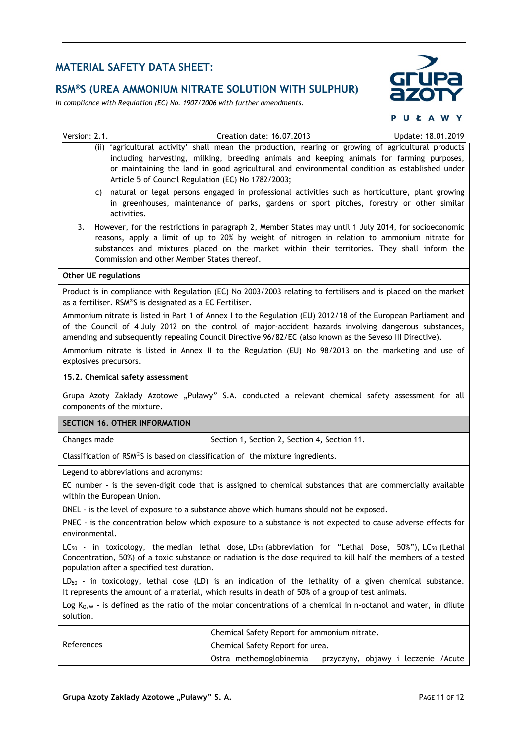(ii) ‘agricultural activity’ shall mean the production, rearing or growing of agricultural products including harvesting, milking, breeding animals and keeping animals for farming purposes, or maintaining the land in good agricultural and environmental condition as established under Article 5 of Council Regulation (EC) No 1782/2003;

c) natural or legal persons engaged in professional activities such as horticulture, plant growing in greenhouses, maintenance of parks, gardens or sport pitches, forestry or other similar activities.

3. However, for the restrictions in paragraph 2, Member States may until 1 July 2014, for socioeconomic reasons, apply a limit of up to 20% by weight of nitrogen in relation to ammonium nitrate for substances and mixtures placed on the market within their territories. They shall inform the Commission and other Member States thereof.

**Other UE regulations**

Product is in compliance with Regulation (EC) No 2003/2003 relating to fertilisers and is placed on the market as a fertiliser. RSM®S is designated as a EC Fertiliser.

Ammonium nitrate is listed in Part 1 of Annex I to the Regulation (EU) 2012/18 of the European Parliament and of the Council of 4 July 2012 on the control of major-accident hazards involving dangerous substances, amending and subsequently repealing Council Directive 96/82/EC (also known as the Seveso III Directive).

Ammonium nitrate is listed in Annex II to the Regulation (EU) No 98/2013 on the marketing and use of explosives precursors.

**15.2. Chemical safety assessment**

Grupa Azoty Zakłady Azotowe „Puławy” S.A. conducted a relevant chemical safety assessment for all components of the mixture.

## SECTION 16. OTHER INFORMATION

| Changes made | Section 1, Section 2, Section 4, Section 11. |
|---|---|

Classification of RSM®S is based on classification of the mixture ingredients.

Legend to abbreviations and acronyms:

EC number - is the seven-digit code that is assigned to chemical substances that are commercially available within the European Union.

DNEL - is the level of exposure to a substance above which humans should not be exposed.

PNEC - is the concentration below which exposure to a substance is not expected to cause adverse effects for environmental.

$LC_{50}$ - in toxicology, the median lethal dose, $LD_{50}$ (abbreviation for “Lethal Dose, 50%”), $LC_{50}$ (Lethal Concentration, 50%) of a toxic substance or radiation is the dose required to kill half the members of a tested population after a specified test duration.

$LD_{50}$ - in toxicology, lethal dose (LD) is an indication of the lethality of a given chemical substance. It represents the amount of a material, which results in death of 50% of a group of test animals.

Log $K_{O/W}$ - is defined as the ratio of the molar concentrations of a chemical in n-octanol and water, in dilute solution.

| References | Chemical Safety Report for ammonium nitrate.<br>Chemical Safety Report for urea.<br>Ostra methemoglobinemia – przyczyny, objawy i leczenie /Acute |
|---|---|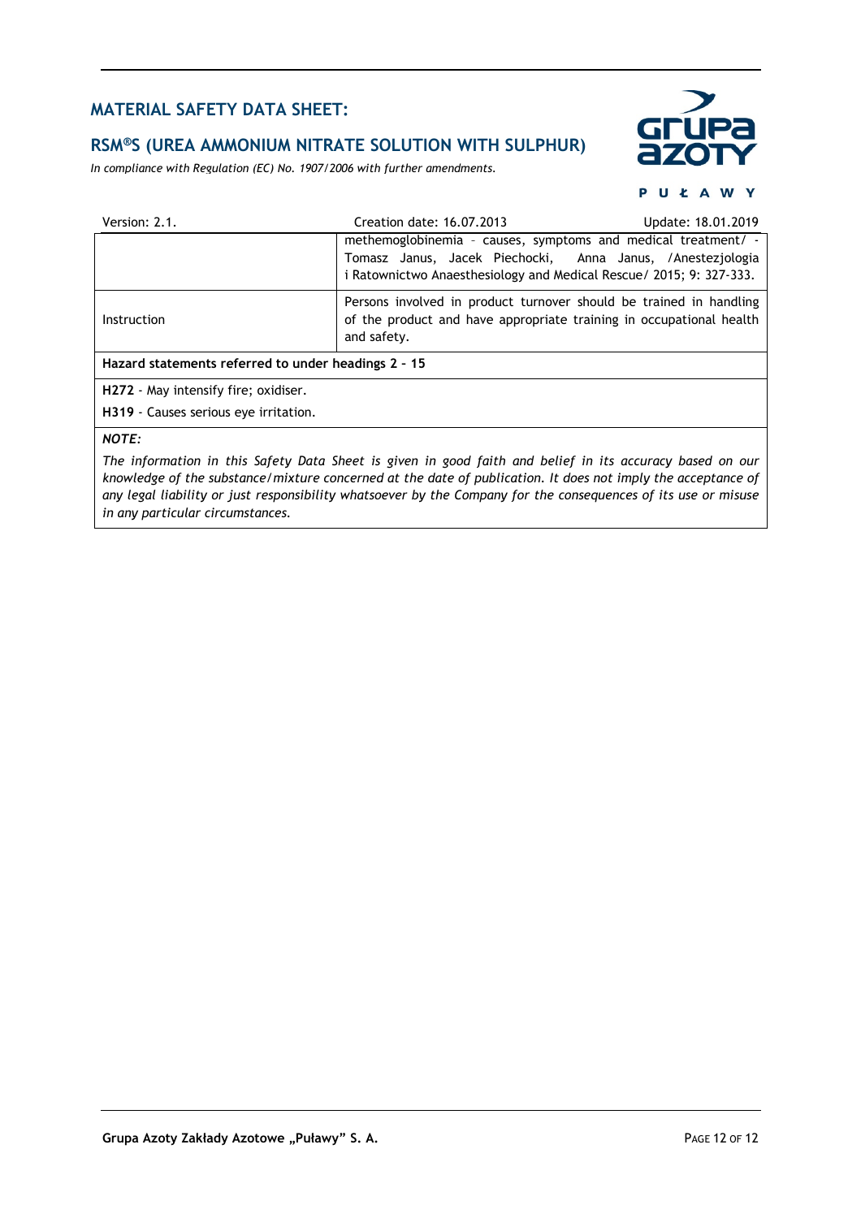| | |
|---|---|
| | methemoglobinemia – causes, symptoms and medical treatment/ - Tomasz Janus, Jacek Piechocki, Anna Janus, /Anestezjologia i Ratownictwo Anaesthesiology and Medical Rescue/ 2015; 9: 327-333. |
| Instruction | Persons involved in product turnover should be trained in handling of the product and have appropriate training in occupational health and safety. |

**Hazard statements referred to under headings 2 – 15**

**H272** - May intensify fire; oxidiser.

**H319** - Causes serious eye irritation.

***NOTE:***

*The information in this Safety Data Sheet is given in good faith and belief in its accuracy based on our knowledge of the substance/mixture concerned at the date of publication. It does not imply the acceptance of any legal liability or just responsibility whatsoever by the Company for the consequences of its use or misuse in any particular circumstances.*